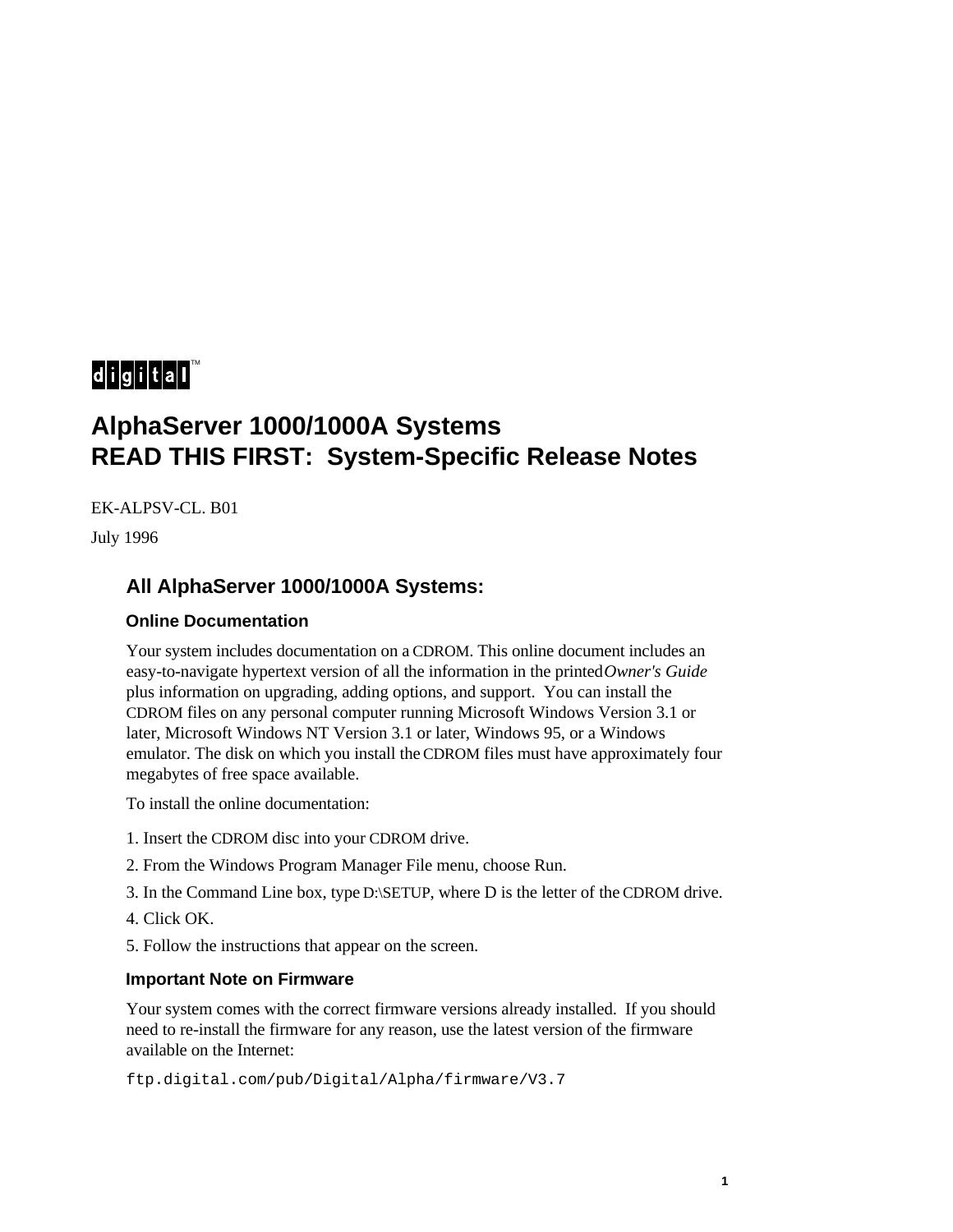digital™

# AlphaServer 1000/1000A Systems
# READ THIS FIRST: System-Specific Release Notes

EK-ALPSV-CL. B01

July 1996

## All AlphaServer 1000/1000A Systems:

### Online Documentation

Your system includes documentation on a CDROM. This online document includes an easy-to-navigate hypertext version of all the information in the printed *Owner's Guide* plus information on upgrading, adding options, and support. You can install the CDROM files on any personal computer running Microsoft Windows Version 3.1 or later, Microsoft Windows NT Version 3.1 or later, Windows 95, or a Windows emulator. The disk on which you install the CDROM files must have approximately four megabytes of free space available.

To install the online documentation:

1. Insert the CDROM disc into your CDROM drive.
2. From the Windows Program Manager File menu, choose Run.
3. In the Command Line box, type D:\SETUP, where D is the letter of the CDROM drive.
4. Click OK.
5. Follow the instructions that appear on the screen.

### Important Note on Firmware

Your system comes with the correct firmware versions already installed. If you should need to re-install the firmware for any reason, use the latest version of the firmware available on the Internet:

```
ftp.digital.com/pub/Digital/Alpha/firmware/V3.7
```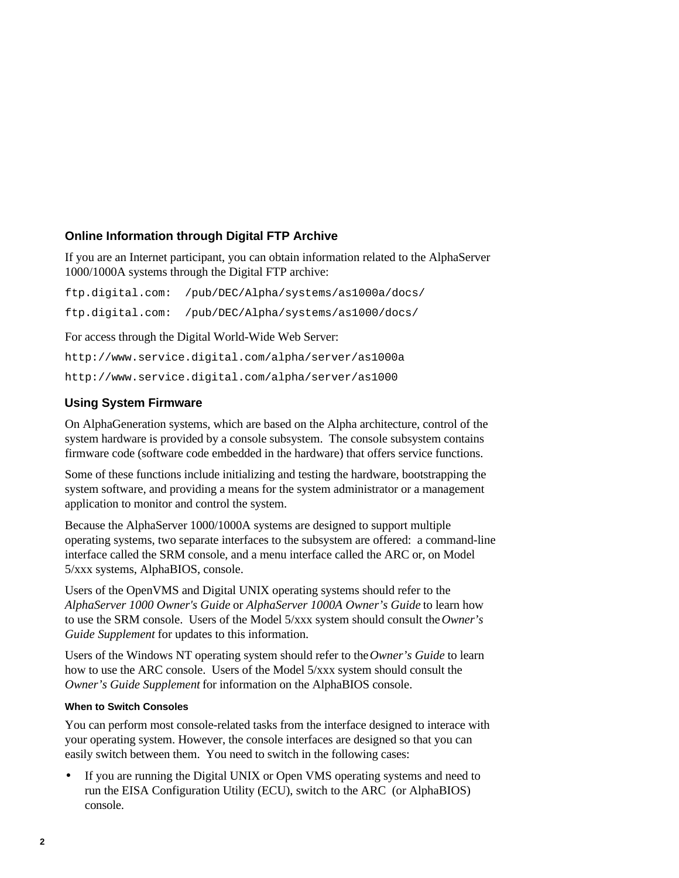## Online Information through Digital FTP Archive

If you are an Internet participant, you can obtain information related to the AlphaServer 1000/1000A systems through the Digital FTP archive:

```
ftp.digital.com:  /pub/DEC/Alpha/systems/as1000a/docs/
ftp.digital.com:  /pub/DEC/Alpha/systems/as1000/docs/
```

For access through the Digital World-Wide Web Server:

```
http://www.service.digital.com/alpha/server/as1000a
http://www.service.digital.com/alpha/server/as1000
```

## Using System Firmware

On AlphaGeneration systems, which are based on the Alpha architecture, control of the system hardware is provided by a console subsystem. The console subsystem contains firmware code (software code embedded in the hardware) that offers service functions.

Some of these functions include initializing and testing the hardware, bootstrapping the system software, and providing a means for the system administrator or a management application to monitor and control the system.

Because the AlphaServer 1000/1000A systems are designed to support multiple operating systems, two separate interfaces to the subsystem are offered: a command-line interface called the SRM console, and a menu interface called the ARC or, on Model 5/xxx systems, AlphaBIOS, console.

Users of the OpenVMS and Digital UNIX operating systems should refer to the *AlphaServer 1000 Owner's Guide* or *AlphaServer 1000A Owner's Guide* to learn how to use the SRM console. Users of the Model 5/xxx system should consult the *Owner's Guide Supplement* for updates to this information.

Users of the Windows NT operating system should refer to the *Owner's Guide* to learn how to use the ARC console. Users of the Model 5/xxx system should consult the *Owner's Guide Supplement* for information on the AlphaBIOS console.

### When to Switch Consoles

You can perform most console-related tasks from the interface designed to interace with your operating system. However, the console interfaces are designed so that you can easily switch between them. You need to switch in the following cases:

- If you are running the Digital UNIX or Open VMS operating systems and need to run the EISA Configuration Utility (ECU), switch to the ARC (or AlphaBIOS) console.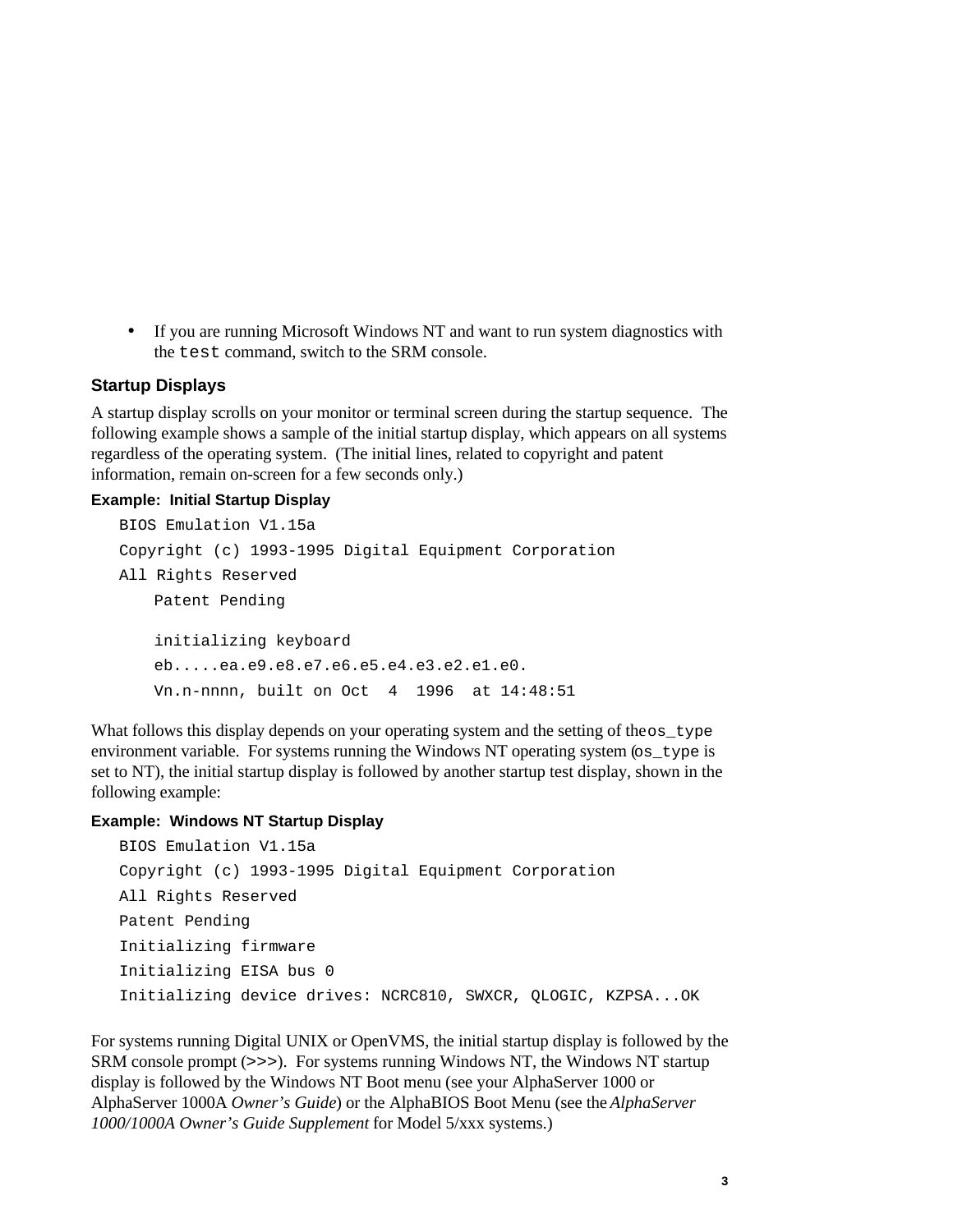- If you are running Microsoft Windows NT and want to run system diagnostics with the `test` command, switch to the SRM console.

### Startup Displays

A startup display scrolls on your monitor or terminal screen during the startup sequence. The following example shows a sample of the initial startup display, which appears on all systems regardless of the operating system. (The initial lines, related to copyright and patent information, remain on-screen for a few seconds only.)

**Example: Initial Startup Display**

```
BIOS Emulation V1.15a
Copyright (c) 1993-1995 Digital Equipment Corporation
All Rights Reserved
    Patent Pending

    initializing keyboard
    eb.....ea.e9.e8.e7.e6.e5.e4.e3.e2.e1.e0.
    Vn.n-nnnn, built on Oct  4  1996  at 14:48:51
```

What follows this display depends on your operating system and the setting of the `os_type` environment variable. For systems running the Windows NT operating system (`os_type` is set to NT), the initial startup display is followed by another startup test display, shown in the following example:

**Example: Windows NT Startup Display**

```
BIOS Emulation V1.15a
Copyright (c) 1993-1995 Digital Equipment Corporation
All Rights Reserved
Patent Pending
Initializing firmware
Initializing EISA bus 0
Initializing device drives: NCRC810, SWXCR, QLOGIC, KZPSA...OK
```

For systems running Digital UNIX or OpenVMS, the initial startup display is followed by the SRM console prompt (`>>>`). For systems running Windows NT, the Windows NT startup display is followed by the Windows NT Boot menu (see your AlphaServer 1000 or AlphaServer 1000A *Owner's Guide*) or the AlphaBIOS Boot Menu (see the *AlphaServer 1000/1000A Owner's Guide Supplement* for Model 5/xxx systems.)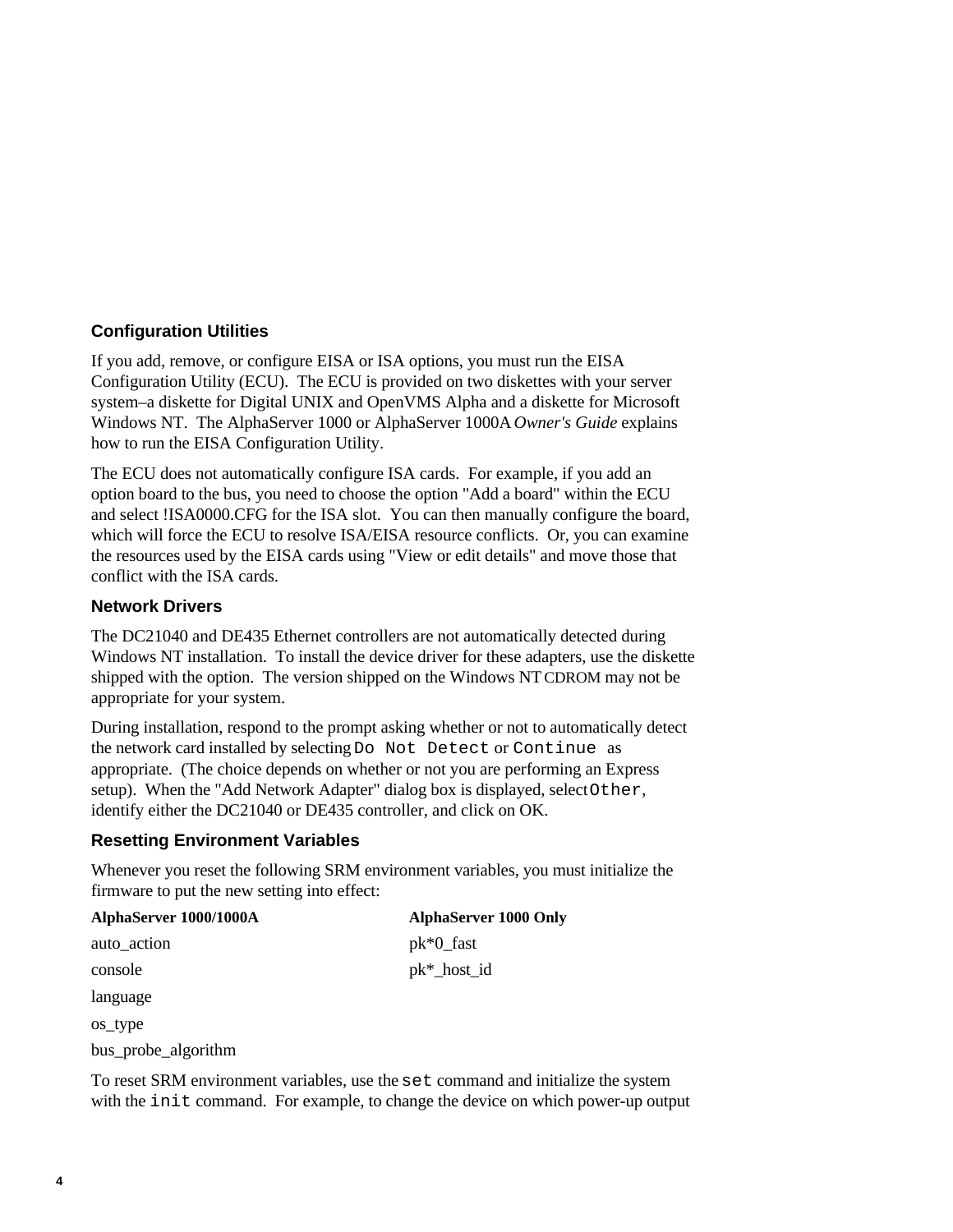### Configuration Utilities

If you add, remove, or configure EISA or ISA options, you must run the EISA Configuration Utility (ECU). The ECU is provided on two diskettes with your server system–a diskette for Digital UNIX and OpenVMS Alpha and a diskette for Microsoft Windows NT. The AlphaServer 1000 or AlphaServer 1000A *Owner's Guide* explains how to run the EISA Configuration Utility.

The ECU does not automatically configure ISA cards. For example, if you add an option board to the bus, you need to choose the option "Add a board" within the ECU and select !ISA0000.CFG for the ISA slot. You can then manually configure the board, which will force the ECU to resolve ISA/EISA resource conflicts. Or, you can examine the resources used by the EISA cards using "View or edit details" and move those that conflict with the ISA cards.

### Network Drivers

The DC21040 and DE435 Ethernet controllers are not automatically detected during Windows NT installation. To install the device driver for these adapters, use the diskette shipped with the option. The version shipped on the Windows NT CDROM may not be appropriate for your system.

During installation, respond to the prompt asking whether or not to automatically detect the network card installed by selecting `Do Not Detect` or `Continue` as appropriate. (The choice depends on whether or not you are performing an Express setup). When the "Add Network Adapter" dialog box is displayed, select `Other`, identify either the DC21040 or DE435 controller, and click on OK.

### Resetting Environment Variables

Whenever you reset the following SRM environment variables, you must initialize the firmware to put the new setting into effect:

| AlphaServer 1000/1000A | AlphaServer 1000 Only |
|---|---|
| auto_action | pk*0_fast |
| console | pk*_host_id |
| language | |
| os_type | |
| bus_probe_algorithm | |

To reset SRM environment variables, use the `set` command and initialize the system with the `init` command. For example, to change the device on which power-up output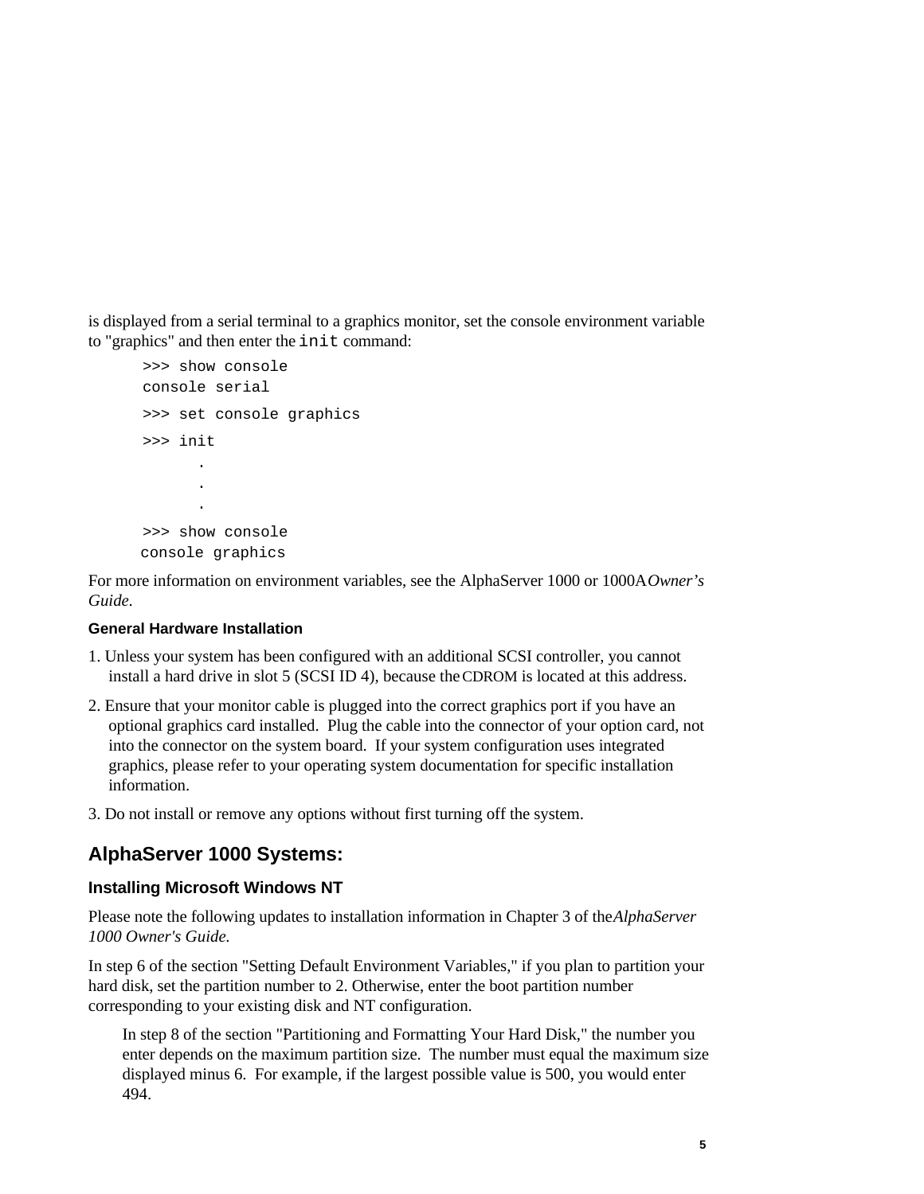is displayed from a serial terminal to a graphics monitor, set the console environment variable to "graphics" and then enter the `init` command:

```
>>> show console
console serial
>>> set console graphics
>>> init
      .
      .
      .
>>> show console
console graphics
```

For more information on environment variables, see the AlphaServer 1000 or 1000A *Owner's Guide*.

### General Hardware Installation

1. Unless your system has been configured with an additional SCSI controller, you cannot install a hard drive in slot 5 (SCSI ID 4), because the CDROM is located at this address.

2. Ensure that your monitor cable is plugged into the correct graphics port if you have an optional graphics card installed. Plug the cable into the connector of your option card, not into the connector on the system board. If your system configuration uses integrated graphics, please refer to your operating system documentation for specific installation information.

3. Do not install or remove any options without first turning off the system.

## AlphaServer 1000 Systems:

### Installing Microsoft Windows NT

Please note the following updates to installation information in Chapter 3 of the *AlphaServer 1000 Owner's Guide.*

In step 6 of the section "Setting Default Environment Variables," if you plan to partition your hard disk, set the partition number to 2. Otherwise, enter the boot partition number corresponding to your existing disk and NT configuration.

In step 8 of the section "Partitioning and Formatting Your Hard Disk," the number you enter depends on the maximum partition size. The number must equal the maximum size displayed minus 6. For example, if the largest possible value is 500, you would enter 494.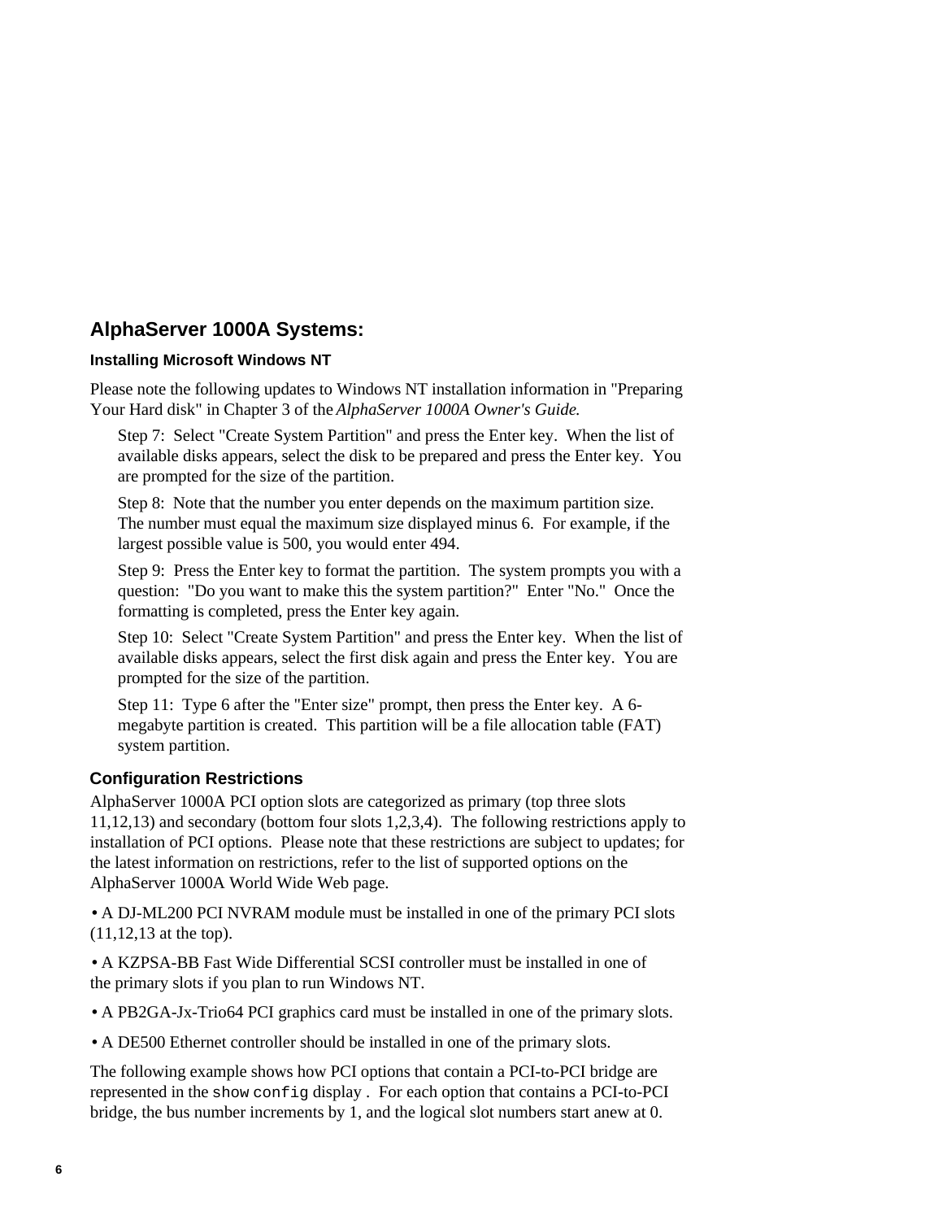## AlphaServer 1000A Systems:

### Installing Microsoft Windows NT

Please note the following updates to Windows NT installation information in "Preparing Your Hard disk" in Chapter 3 of the *AlphaServer 1000A Owner's Guide.*

> Step 7: Select "Create System Partition" and press the Enter key. When the list of available disks appears, select the disk to be prepared and press the Enter key. You are prompted for the size of the partition.
>
> Step 8: Note that the number you enter depends on the maximum partition size. The number must equal the maximum size displayed minus 6. For example, if the largest possible value is 500, you would enter 494.
>
> Step 9: Press the Enter key to format the partition. The system prompts you with a question: "Do you want to make this the system partition?" Enter "No." Once the formatting is completed, press the Enter key again.
>
> Step 10: Select "Create System Partition" and press the Enter key. When the list of available disks appears, select the first disk again and press the Enter key. You are prompted for the size of the partition.
>
> Step 11: Type 6 after the "Enter size" prompt, then press the Enter key. A 6-megabyte partition is created. This partition will be a file allocation table (FAT) system partition.

### Configuration Restrictions

AlphaServer 1000A PCI option slots are categorized as primary (top three slots 11,12,13) and secondary (bottom four slots 1,2,3,4). The following restrictions apply to installation of PCI options. Please note that these restrictions are subject to updates; for the latest information on restrictions, refer to the list of supported options on the AlphaServer 1000A World Wide Web page.

- A DJ-ML200 PCI NVRAM module must be installed in one of the primary PCI slots (11,12,13 at the top).
- A KZPSA-BB Fast Wide Differential SCSI controller must be installed in one of the primary slots if you plan to run Windows NT.
- A PB2GA-Jx-Trio64 PCI graphics card must be installed in one of the primary slots.
- A DE500 Ethernet controller should be installed in one of the primary slots.

The following example shows how PCI options that contain a PCI-to-PCI bridge are represented in the `show config` display . For each option that contains a PCI-to-PCI bridge, the bus number increments by 1, and the logical slot numbers start anew at 0.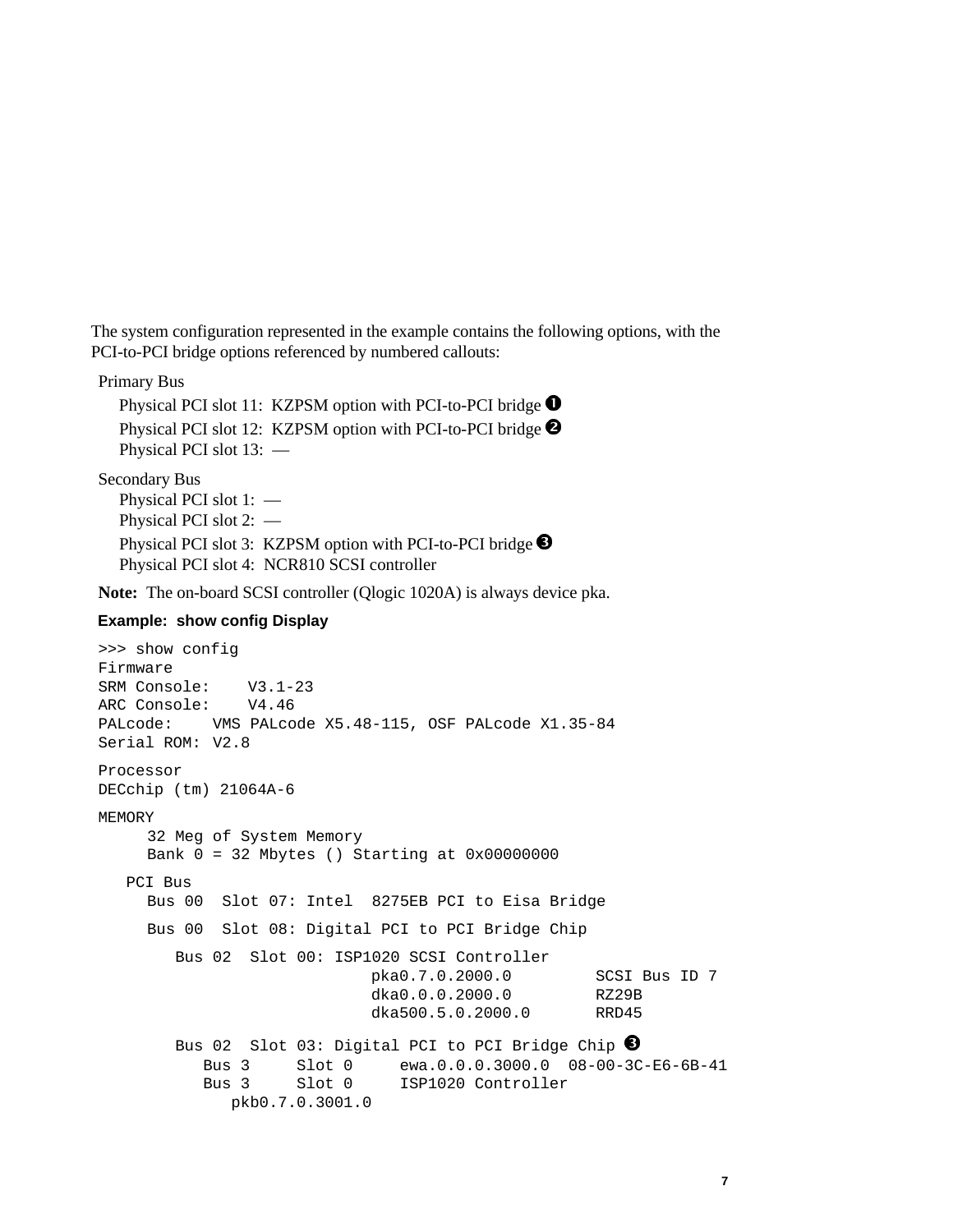The system configuration represented in the example contains the following options, with the PCI-to-PCI bridge options referenced by numbered callouts:

Primary Bus

- Physical PCI slot 11: KZPSM option with PCI-to-PCI bridge ❶
- Physical PCI slot 12: KZPSM option with PCI-to-PCI bridge ❷
- Physical PCI slot 13: —

Secondary Bus

- Physical PCI slot 1: —
- Physical PCI slot 2: —
- Physical PCI slot 3: KZPSM option with PCI-to-PCI bridge ❸
- Physical PCI slot 4: NCR810 SCSI controller

**Note:** The on-board SCSI controller (Qlogic 1020A) is always device pka.

**Example: show config Display**

```
>>> show config
Firmware
SRM Console:    V3.1-23
ARC Console:    V4.46
PALcode:    VMS PALcode X5.48-115, OSF PALcode X1.35-84
Serial ROM: V2.8

Processor
DECchip (tm) 21064A-6

MEMORY
      32 Meg of System Memory
      Bank 0 = 32 Mbytes () Starting at 0x00000000

   PCI Bus
      Bus 00  Slot 07: Intel  8275EB PCI to Eisa Bridge

      Bus 00  Slot 08: Digital PCI to PCI Bridge Chip

         Bus 02  Slot 00: ISP1020 SCSI Controller
                             pka0.7.0.2000.0         SCSI Bus ID 7
                             dka0.0.0.2000.0         RZ29B
                             dka500.5.0.2000.0       RRD45

         Bus 02  Slot 03: Digital PCI to PCI Bridge Chip ❸
            Bus 3     Slot 0     ewa.0.0.0.3000.0  08-00-3C-E6-6B-41
            Bus 3     Slot 0     ISP1020 Controller
               pkb0.7.0.3001.0
```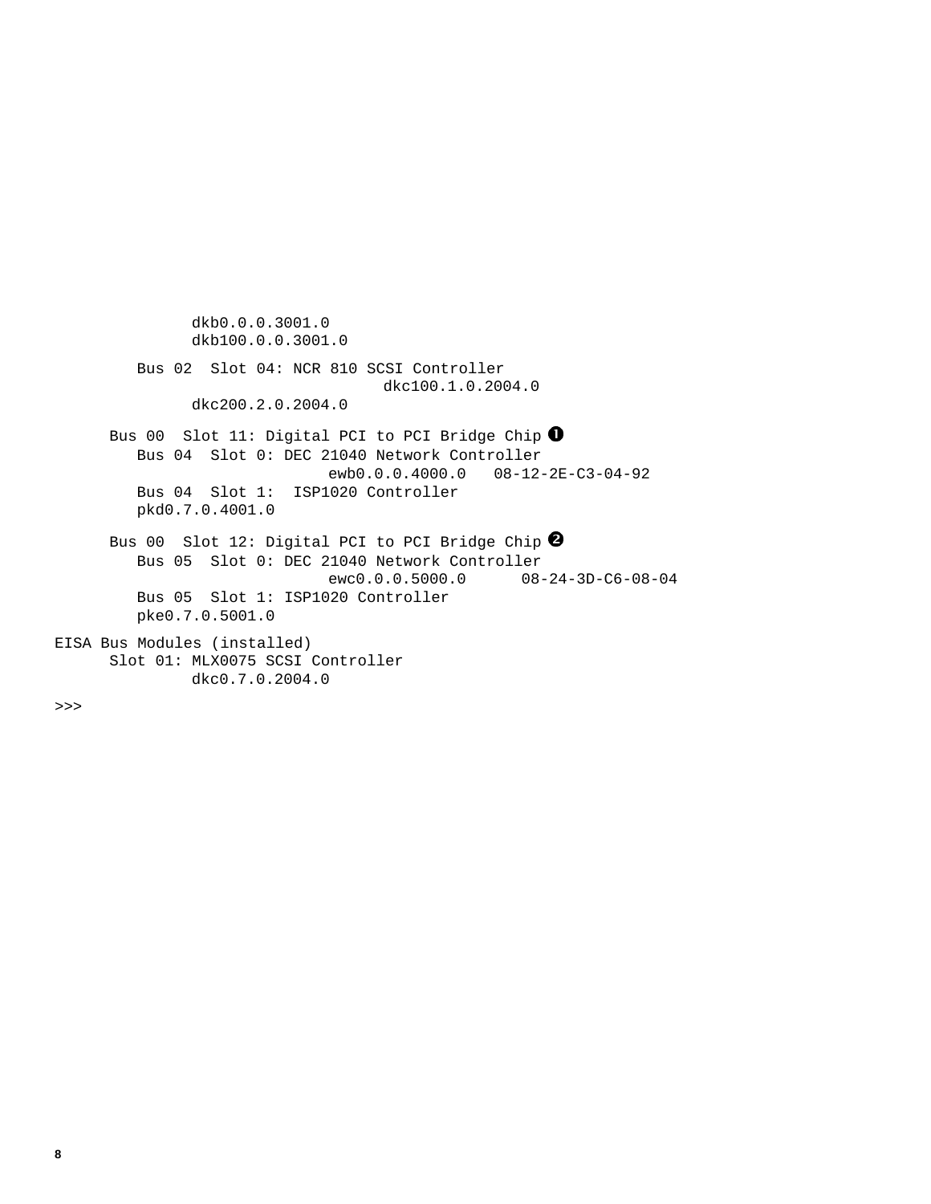```
               dkb0.0.0.3001.0
               dkb100.0.0.3001.0

         Bus 02  Slot 04: NCR 810 SCSI Controller
                                    dkc100.1.0.2004.0
               dkc200.2.0.2004.0

      Bus 00  Slot 11: Digital PCI to PCI Bridge Chip ➊
         Bus 04  Slot 0: DEC 21040 Network Controller
                              ewb0.0.0.4000.0   08-12-2E-C3-04-92
         Bus 04  Slot 1:  ISP1020 Controller
         pkd0.7.0.4001.0

      Bus 00  Slot 12: Digital PCI to PCI Bridge Chip ➋
         Bus 05  Slot 0: DEC 21040 Network Controller
                              ewc0.0.0.5000.0      08-24-3D-C6-08-04
         Bus 05  Slot 1: ISP1020 Controller
         pke0.7.0.5001.0

EISA Bus Modules (installed)
      Slot 01: MLX0075 SCSI Controller
               dkc0.7.0.2004.0

>>>
```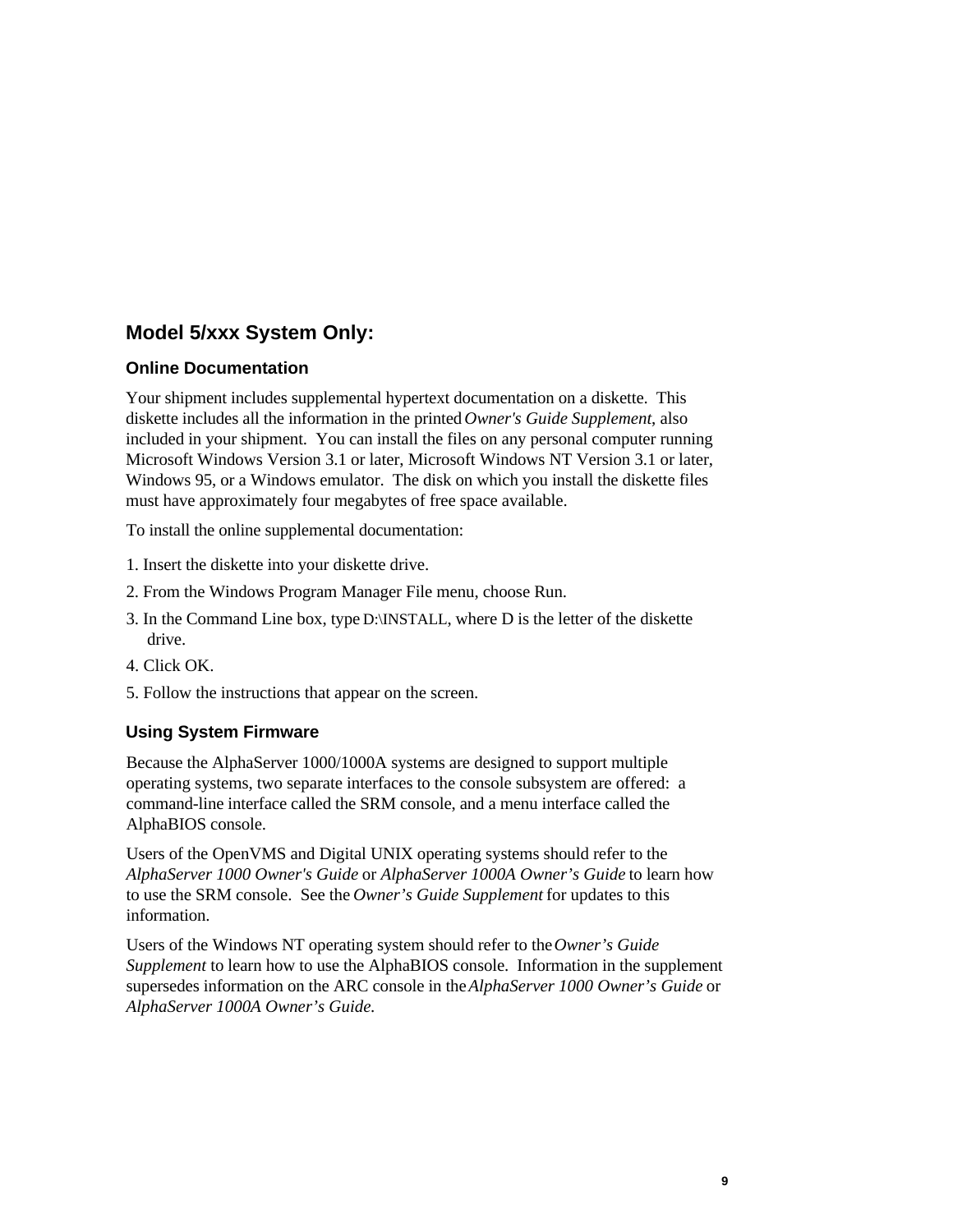## Model 5/xxx System Only:

### Online Documentation

Your shipment includes supplemental hypertext documentation on a diskette. This diskette includes all the information in the printed *Owner's Guide Supplement*, also included in your shipment. You can install the files on any personal computer running Microsoft Windows Version 3.1 or later, Microsoft Windows NT Version 3.1 or later, Windows 95, or a Windows emulator. The disk on which you install the diskette files must have approximately four megabytes of free space available.

To install the online supplemental documentation:

1. Insert the diskette into your diskette drive.
2. From the Windows Program Manager File menu, choose Run.
3. In the Command Line box, type D:\INSTALL, where D is the letter of the diskette drive.
4. Click OK.
5. Follow the instructions that appear on the screen.

### Using System Firmware

Because the AlphaServer 1000/1000A systems are designed to support multiple operating systems, two separate interfaces to the console subsystem are offered: a command-line interface called the SRM console, and a menu interface called the AlphaBIOS console.

Users of the OpenVMS and Digital UNIX operating systems should refer to the *AlphaServer 1000 Owner's Guide* or *AlphaServer 1000A Owner's Guide* to learn how to use the SRM console. See the *Owner's Guide Supplement* for updates to this information.

Users of the Windows NT operating system should refer to the *Owner's Guide Supplement* to learn how to use the AlphaBIOS console. Information in the supplement supersedes information on the ARC console in the *AlphaServer 1000 Owner's Guide* or *AlphaServer 1000A Owner's Guide.*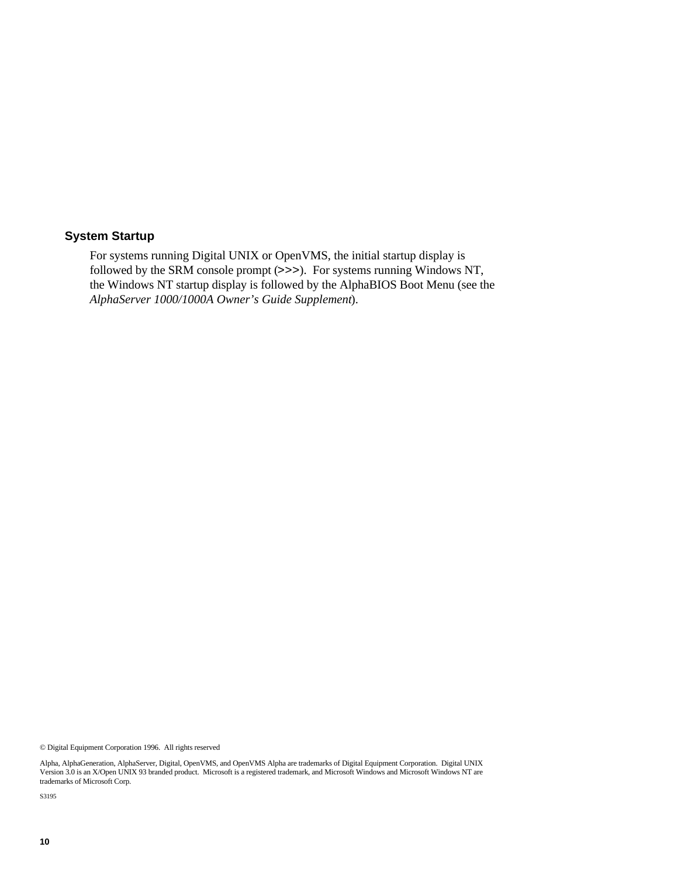## System Startup

For systems running Digital UNIX or OpenVMS, the initial startup display is followed by the SRM console prompt (**>>>**). For systems running Windows NT, the Windows NT startup display is followed by the AlphaBIOS Boot Menu (see the *AlphaServer 1000/1000A Owner's Guide Supplement*).

© Digital Equipment Corporation 1996. All rights reserved

Alpha, AlphaGeneration, AlphaServer, Digital, OpenVMS, and OpenVMS Alpha are trademarks of Digital Equipment Corporation. Digital UNIX Version 3.0 is an X/Open UNIX 93 branded product. Microsoft is a registered trademark, and Microsoft Windows and Microsoft Windows NT are trademarks of Microsoft Corp.

S3195